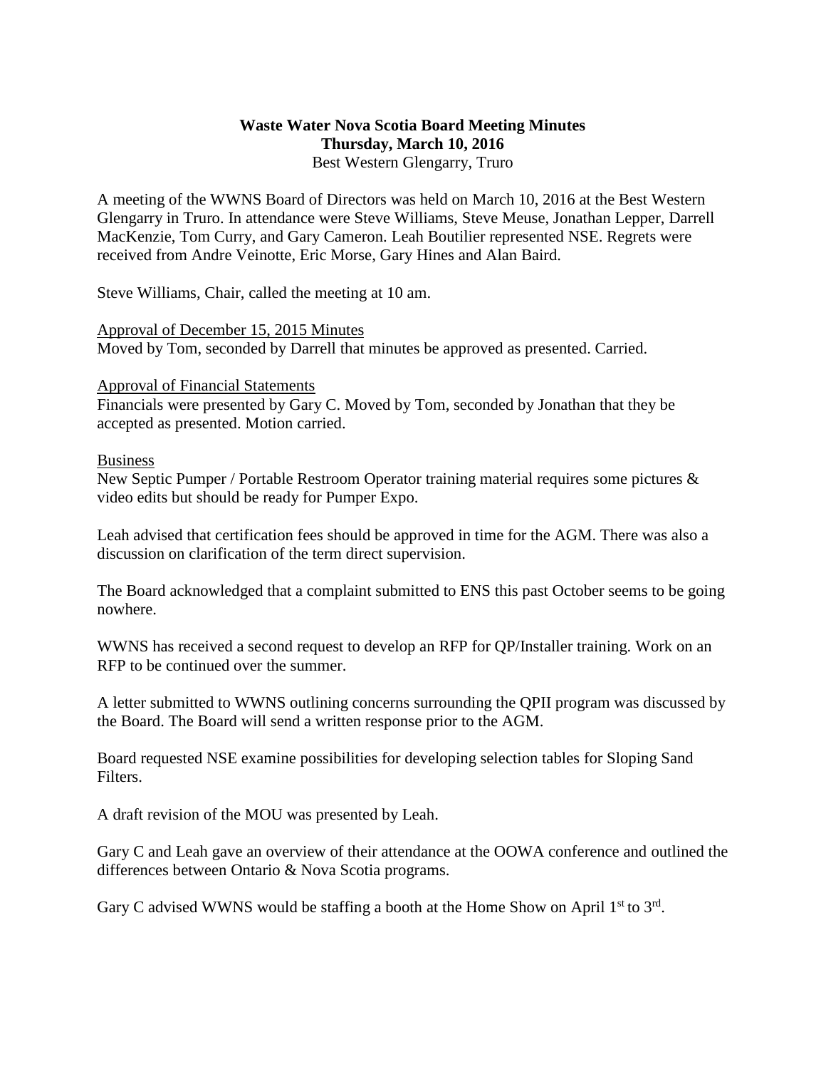**Waste Water Nova Scotia Board Meeting Minutes**
**Thursday, March 10, 2016**
Best Western Glengarry, Truro

A meeting of the WWNS Board of Directors was held on March 10, 2016 at the Best Western Glengarry in Truro. In attendance were Steve Williams, Steve Meuse, Jonathan Lepper, Darrell MacKenzie, Tom Curry, and Gary Cameron. Leah Boutilier represented NSE. Regrets were received from Andre Veinotte, Eric Morse, Gary Hines and Alan Baird.

Steve Williams, Chair, called the meeting at 10 am.

<u>Approval of December 15, 2015 Minutes</u>
Moved by Tom, seconded by Darrell that minutes be approved as presented. Carried.

<u>Approval of Financial Statements</u>
Financials were presented by Gary C. Moved by Tom, seconded by Jonathan that they be accepted as presented. Motion carried.

<u>Business</u>
New Septic Pumper / Portable Restroom Operator training material requires some pictures & video edits but should be ready for Pumper Expo.

Leah advised that certification fees should be approved in time for the AGM. There was also a discussion on clarification of the term direct supervision.

The Board acknowledged that a complaint submitted to ENS this past October seems to be going nowhere.

WWNS has received a second request to develop an RFP for QP/Installer training. Work on an RFP to be continued over the summer.

A letter submitted to WWNS outlining concerns surrounding the QPII program was discussed by the Board. The Board will send a written response prior to the AGM.

Board requested NSE examine possibilities for developing selection tables for Sloping Sand Filters.

A draft revision of the MOU was presented by Leah.

Gary C and Leah gave an overview of their attendance at the OOWA conference and outlined the differences between Ontario & Nova Scotia programs.

Gary C advised WWNS would be staffing a booth at the Home Show on April 1st to 3rd.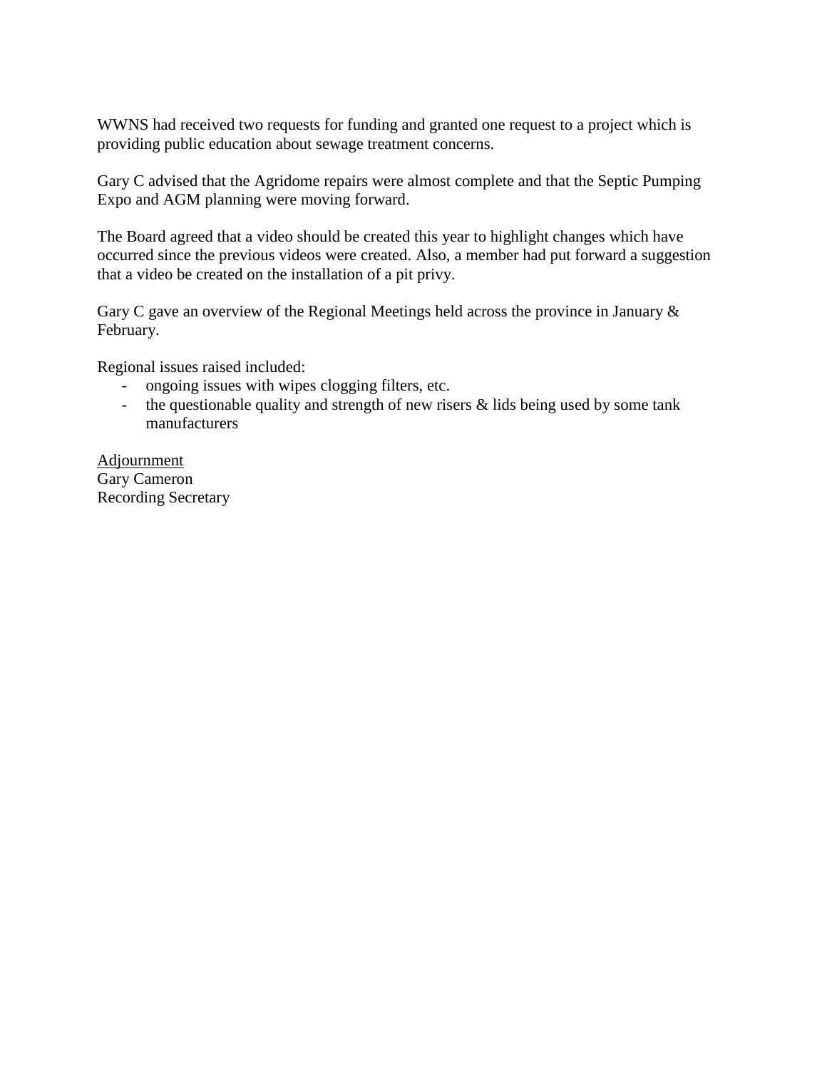WWNS had received two requests for funding and granted one request to a project which is providing public education about sewage treatment concerns.

Gary C advised that the Agridome repairs were almost complete and that the Septic Pumping Expo and AGM planning were moving forward.

The Board agreed that a video should be created this year to highlight changes which have occurred since the previous videos were created. Also, a member had put forward a suggestion that a video be created on the installation of a pit privy.

Gary C gave an overview of the Regional Meetings held across the province in January & February.

Regional issues raised included:

- ongoing issues with wipes clogging filters, etc.
- the questionable quality and strength of new risers & lids being used by some tank manufacturers

<u>Adjournment</u>
Gary Cameron
Recording Secretary